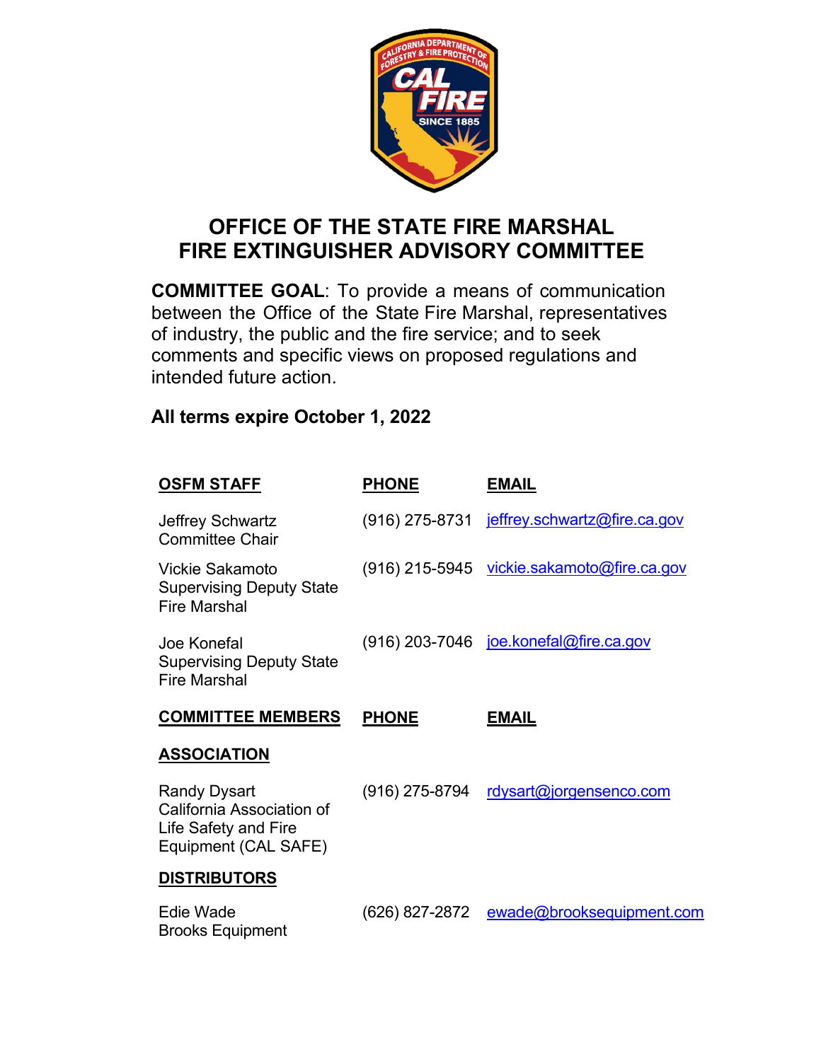# OFFICE OF THE STATE FIRE MARSHAL
# FIRE EXTINGUISHER ADVISORY COMMITTEE

**COMMITTEE GOAL**: To provide a means of communication between the Office of the State Fire Marshal, representatives of industry, the public and the fire service; and to seek comments and specific views on proposed regulations and intended future action.

**All terms expire October 1, 2022**

| **OSFM STAFF** | **PHONE** | **EMAIL** |
|---|---|---|
| Jeffrey Schwartz<br>Committee Chair | (916) 275-8731 | jeffrey.schwartz@fire.ca.gov |
| Vickie Sakamoto<br>Supervising Deputy State Fire Marshal | (916) 215-5945 | vickie.sakamoto@fire.ca.gov |
| Joe Konefal<br>Supervising Deputy State Fire Marshal | (916) 203-7046 | joe.konefal@fire.ca.gov |

| **COMMITTEE MEMBERS** | **PHONE** | **EMAIL** |
|---|---|---|
| **ASSOCIATION** | | |
| Randy Dysart<br>California Association of Life Safety and Fire Equipment (CAL SAFE) | (916) 275-8794 | rdysart@jorgensenco.com |
| **DISTRIBUTORS** | | |
| Edie Wade<br>Brooks Equipment | (626) 827-2872 | ewade@brooksequipment.com |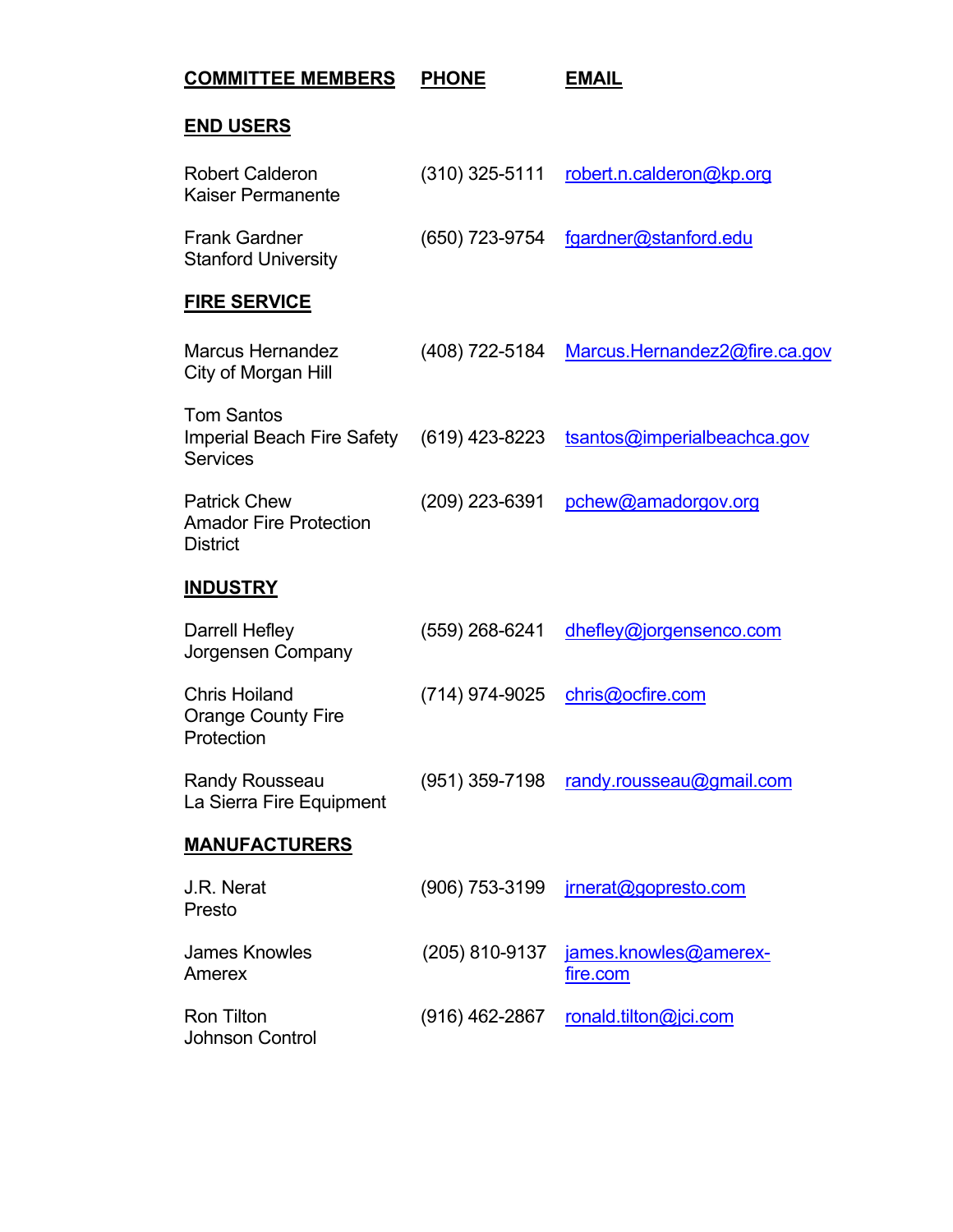| COMMITTEE MEMBERS | PHONE | EMAIL |
|---|---|---|
| **END USERS** | | |
| Robert Calderon<br>Kaiser Permanente | (310) 325-5111 | robert.n.calderon@kp.org |
| Frank Gardner<br>Stanford University | (650) 723-9754 | fgardner@stanford.edu |
| **FIRE SERVICE** | | |
| Marcus Hernandez<br>City of Morgan Hill | (408) 722-5184 | Marcus.Hernandez2@fire.ca.gov |
| Tom Santos<br>Imperial Beach Fire Safety Services | (619) 423-8223 | tsantos@imperialbeachca.gov |
| Patrick Chew<br>Amador Fire Protection District | (209) 223-6391 | pchew@amadorgov.org |
| **INDUSTRY** | | |
| Darrell Hefley<br>Jorgensen Company | (559) 268-6241 | dhefley@jorgensenco.com |
| Chris Hoiland<br>Orange County Fire Protection | (714) 974-9025 | chris@ocfire.com |
| Randy Rousseau<br>La Sierra Fire Equipment | (951) 359-7198 | randy.rousseau@gmail.com |
| **MANUFACTURERS** | | |
| J.R. Nerat<br>Presto | (906) 753-3199 | jrnerat@gopresto.com |
| James Knowles<br>Amerex | (205) 810-9137 | james.knowles@amerex-fire.com |
| Ron Tilton<br>Johnson Control | (916) 462-2867 | ronald.tilton@jci.com |